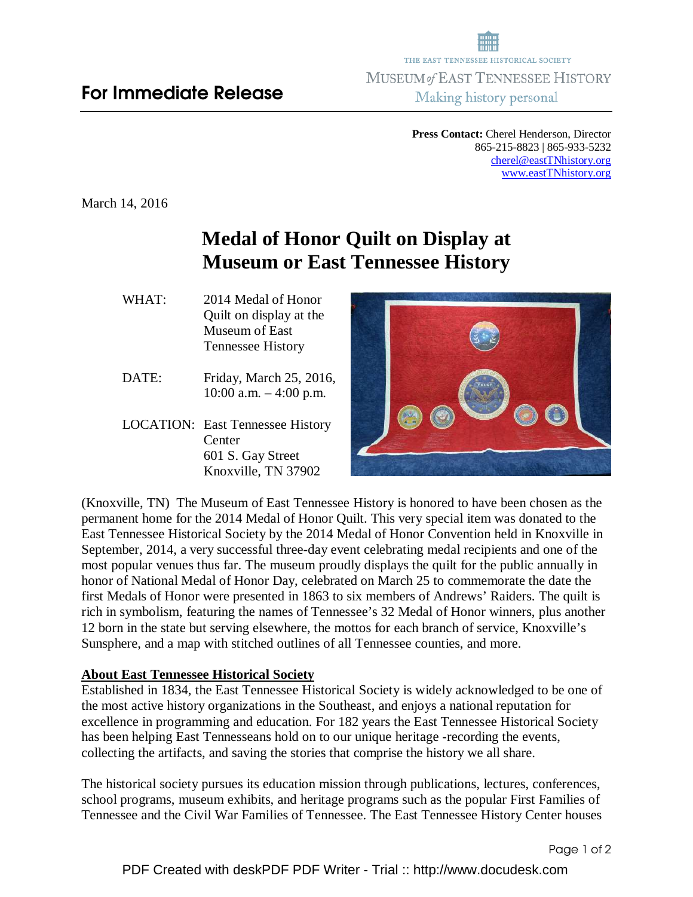THE EAST TENNESSEE HISTORICAL SOCIETY

MUSEUM *of* EAST TENNESSEE HISTORY

Making history personal

## For Immediate Release

**Press Contact:** Cherel Henderson, Director
865-215-8823 | 865-933-5232
cherel@eastTNhistory.org
www.eastTNhistory.org

March 14, 2016

# Medal of Honor Quilt on Display at Museum or East Tennessee History

WHAT: 2014 Medal of Honor Quilt on display at the Museum of East Tennessee History

DATE: Friday, March 25, 2016, 10:00 a.m. – 4:00 p.m.

LOCATION: East Tennessee History Center
601 S. Gay Street
Knoxville, TN 37902

(Knoxville, TN) The Museum of East Tennessee History is honored to have been chosen as the permanent home for the 2014 Medal of Honor Quilt. This very special item was donated to the East Tennessee Historical Society by the 2014 Medal of Honor Convention held in Knoxville in September, 2014, a very successful three-day event celebrating medal recipients and one of the most popular venues thus far. The museum proudly displays the quilt for the public annually in honor of National Medal of Honor Day, celebrated on March 25 to commemorate the date the first Medals of Honor were presented in 1863 to six members of Andrews' Raiders. The quilt is rich in symbolism, featuring the names of Tennessee's 32 Medal of Honor winners, plus another 12 born in the state but serving elsewhere, the mottos for each branch of service, Knoxville's Sunsphere, and a map with stitched outlines of all Tennessee counties, and more.

**About East Tennessee Historical Society**

Established in 1834, the East Tennessee Historical Society is widely acknowledged to be one of the most active history organizations in the Southeast, and enjoys a national reputation for excellence in programming and education. For 182 years the East Tennessee Historical Society has been helping East Tennesseans hold on to our unique heritage -recording the events, collecting the artifacts, and saving the stories that comprise the history we all share.

The historical society pursues its education mission through publications, lectures, conferences, school programs, museum exhibits, and heritage programs such as the popular First Families of Tennessee and the Civil War Families of Tennessee. The East Tennessee History Center houses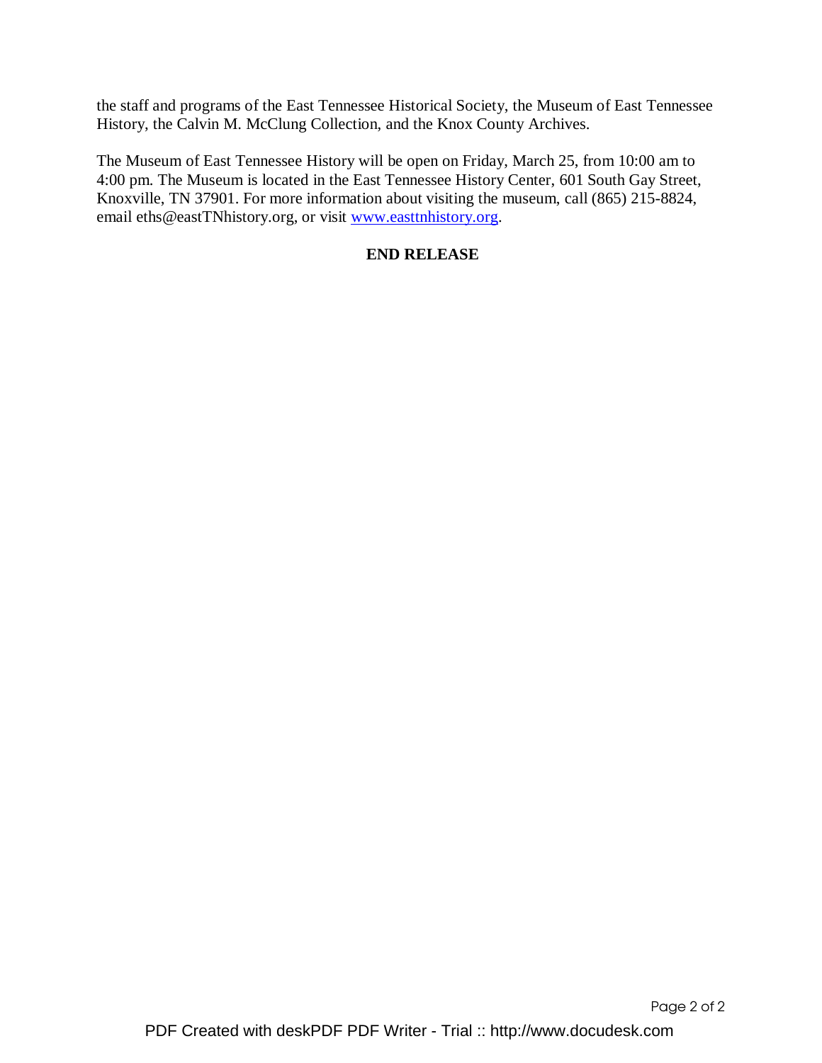the staff and programs of the East Tennessee Historical Society, the Museum of East Tennessee History, the Calvin M. McClung Collection, and the Knox County Archives.

The Museum of East Tennessee History will be open on Friday, March 25, from 10:00 am to 4:00 pm. The Museum is located in the East Tennessee History Center, 601 South Gay Street, Knoxville, TN 37901. For more information about visiting the museum, call (865) 215-8824, email eths@eastTNhistory.org, or visit [www.easttnhistory.org](http://www.easttnhistory.org).

**END RELEASE**

PDF Created with deskPDF PDF Writer - Trial :: http://www.docudesk.com